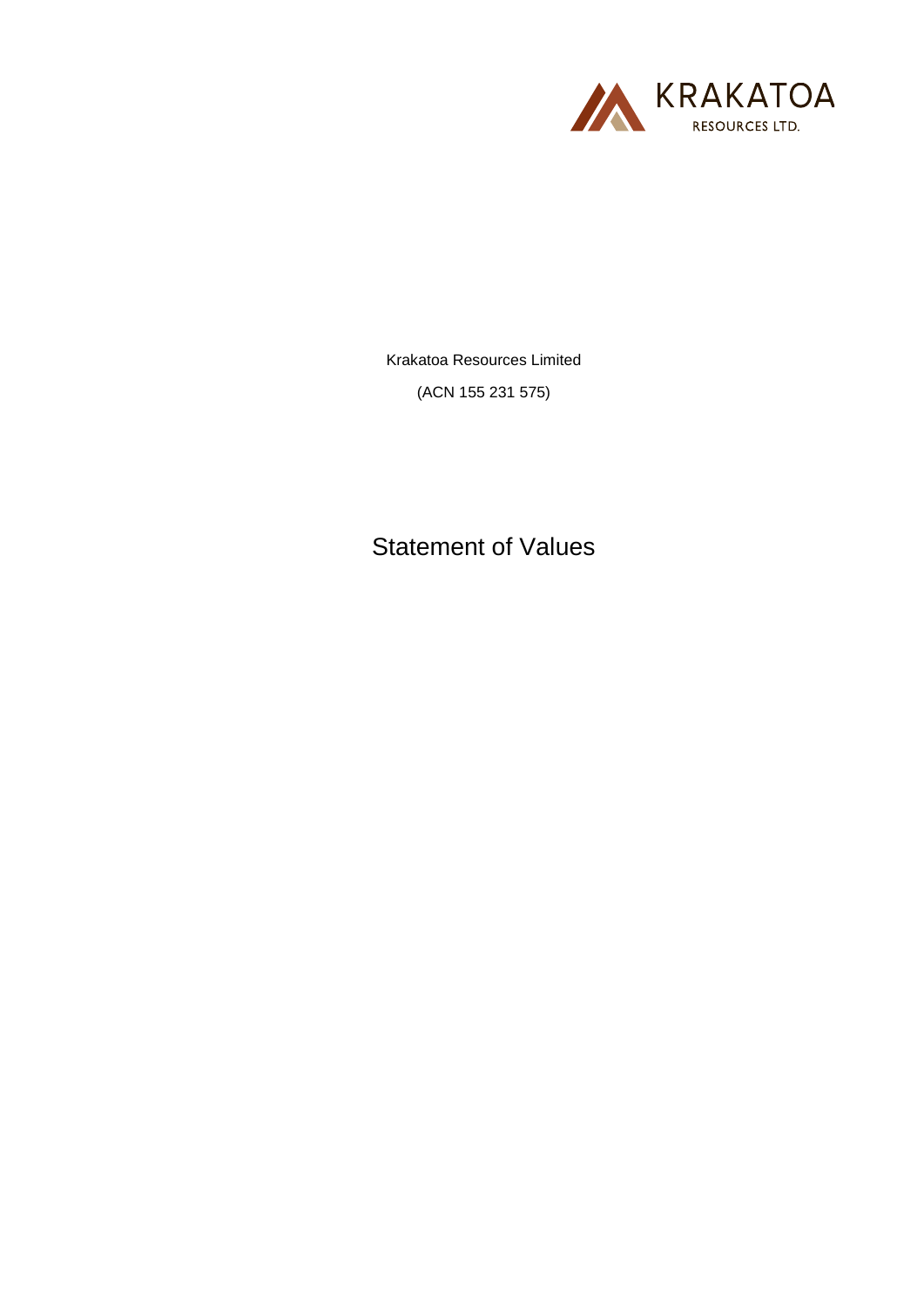KRAKATOA
RESOURCES LTD.

Krakatoa Resources Limited

(ACN 155 231 575)

# Statement of Values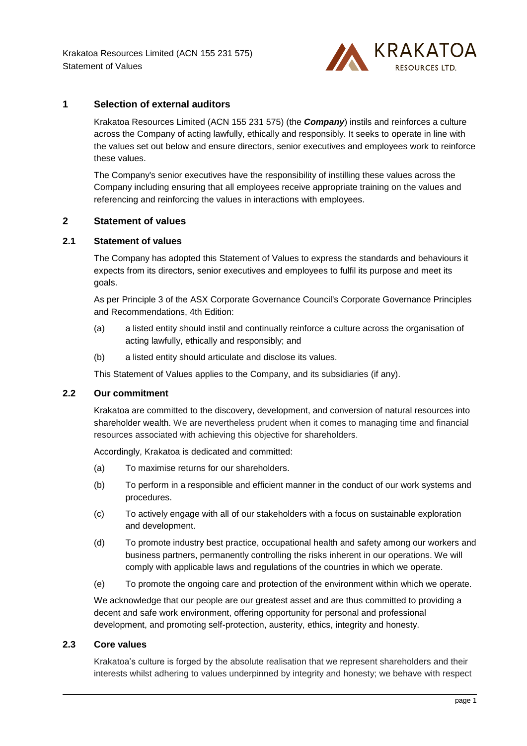## 1 Selection of external auditors

Krakatoa Resources Limited (ACN 155 231 575) (the ***Company***) instils and reinforces a culture across the Company of acting lawfully, ethically and responsibly. It seeks to operate in line with the values set out below and ensure directors, senior executives and employees work to reinforce these values.

The Company's senior executives have the responsibility of instilling these values across the Company including ensuring that all employees receive appropriate training on the values and referencing and reinforcing the values in interactions with employees.

## 2 Statement of values

### 2.1 Statement of values

The Company has adopted this Statement of Values to express the standards and behaviours it expects from its directors, senior executives and employees to fulfil its purpose and meet its goals.

As per Principle 3 of the ASX Corporate Governance Council's Corporate Governance Principles and Recommendations, 4th Edition:

(a) a listed entity should instil and continually reinforce a culture across the organisation of acting lawfully, ethically and responsibly; and

(b) a listed entity should articulate and disclose its values.

This Statement of Values applies to the Company, and its subsidiaries (if any).

### 2.2 Our commitment

Krakatoa are committed to the discovery, development, and conversion of natural resources into shareholder wealth. We are nevertheless prudent when it comes to managing time and financial resources associated with achieving this objective for shareholders.

Accordingly, Krakatoa is dedicated and committed:

(a) To maximise returns for our shareholders.

(b) To perform in a responsible and efficient manner in the conduct of our work systems and procedures.

(c) To actively engage with all of our stakeholders with a focus on sustainable exploration and development.

(d) To promote industry best practice, occupational health and safety among our workers and business partners, permanently controlling the risks inherent in our operations. We will comply with applicable laws and regulations of the countries in which we operate.

(e) To promote the ongoing care and protection of the environment within which we operate.

We acknowledge that our people are our greatest asset and are thus committed to providing a decent and safe work environment, offering opportunity for personal and professional development, and promoting self-protection, austerity, ethics, integrity and honesty.

### 2.3 Core values

Krakatoa's culture is forged by the absolute realisation that we represent shareholders and their interests whilst adhering to values underpinned by integrity and honesty; we behave with respect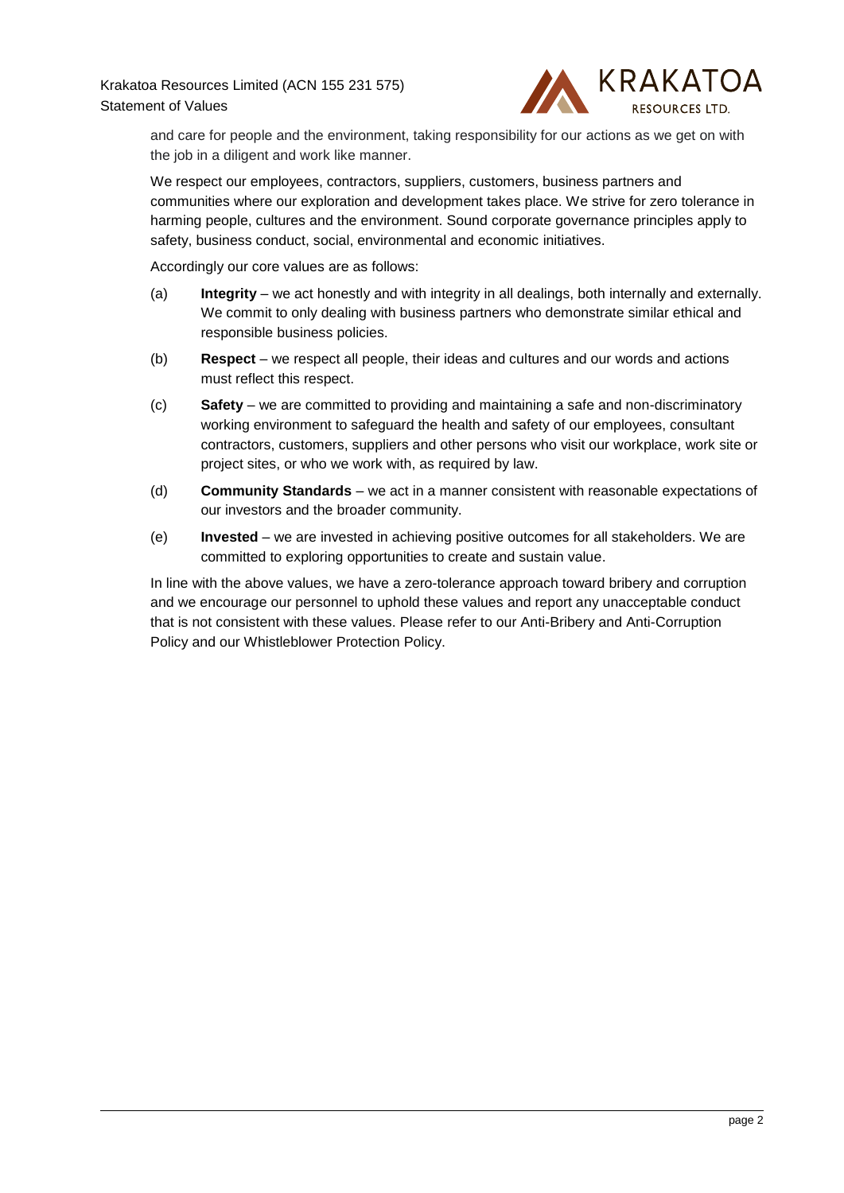and care for people and the environment, taking responsibility for our actions as we get on with the job in a diligent and work like manner.

We respect our employees, contractors, suppliers, customers, business partners and communities where our exploration and development takes place. We strive for zero tolerance in harming people, cultures and the environment. Sound corporate governance principles apply to safety, business conduct, social, environmental and economic initiatives.

Accordingly our core values are as follows:

(a) **Integrity** – we act honestly and with integrity in all dealings, both internally and externally. We commit to only dealing with business partners who demonstrate similar ethical and responsible business policies.

(b) **Respect** – we respect all people, their ideas and cultures and our words and actions must reflect this respect.

(c) **Safety** – we are committed to providing and maintaining a safe and non-discriminatory working environment to safeguard the health and safety of our employees, consultant contractors, customers, suppliers and other persons who visit our workplace, work site or project sites, or who we work with, as required by law.

(d) **Community Standards** – we act in a manner consistent with reasonable expectations of our investors and the broader community.

(e) **Invested** – we are invested in achieving positive outcomes for all stakeholders. We are committed to exploring opportunities to create and sustain value.

In line with the above values, we have a zero-tolerance approach toward bribery and corruption and we encourage our personnel to uphold these values and report any unacceptable conduct that is not consistent with these values. Please refer to our Anti-Bribery and Anti-Corruption Policy and our Whistleblower Protection Policy.